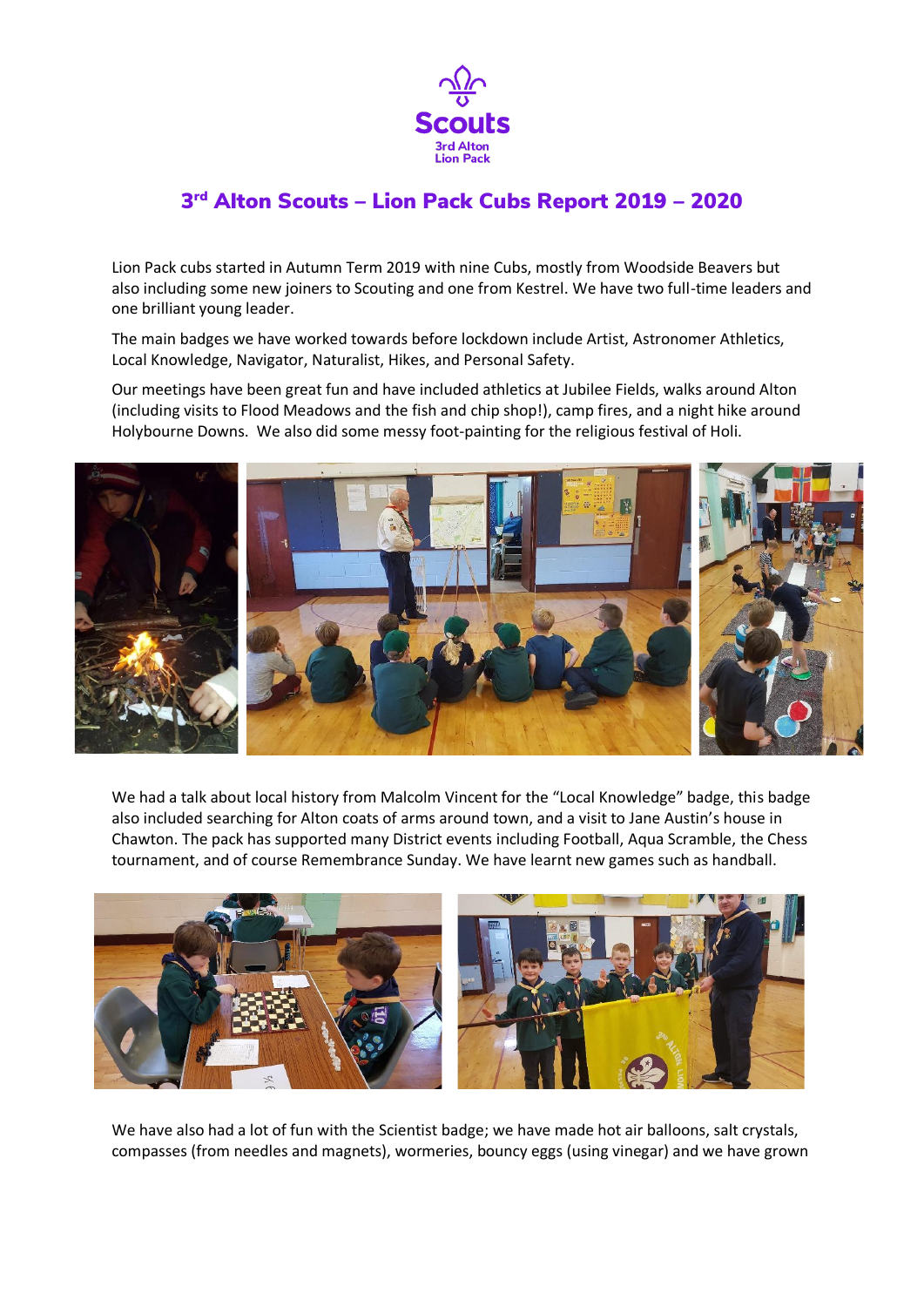Scouts
3rd Alton
Lion Pack

# 3rd Alton Scouts – Lion Pack Cubs Report 2019 – 2020

Lion Pack cubs started in Autumn Term 2019 with nine Cubs, mostly from Woodside Beavers but also including some new joiners to Scouting and one from Kestrel. We have two full-time leaders and one brilliant young leader.

The main badges we have worked towards before lockdown include Artist, Astronomer Athletics, Local Knowledge, Navigator, Naturalist, Hikes, and Personal Safety.

Our meetings have been great fun and have included athletics at Jubilee Fields, walks around Alton (including visits to Flood Meadows and the fish and chip shop!), camp fires, and a night hike around Holybourne Downs. We also did some messy foot-painting for the religious festival of Holi.

We had a talk about local history from Malcolm Vincent for the "Local Knowledge" badge, this badge also included searching for Alton coats of arms around town, and a visit to Jane Austin's house in Chawton. The pack has supported many District events including Football, Aqua Scramble, the Chess tournament, and of course Remembrance Sunday. We have learnt new games such as handball.

We have also had a lot of fun with the Scientist badge; we have made hot air balloons, salt crystals, compasses (from needles and magnets), wormeries, bouncy eggs (using vinegar) and we have grown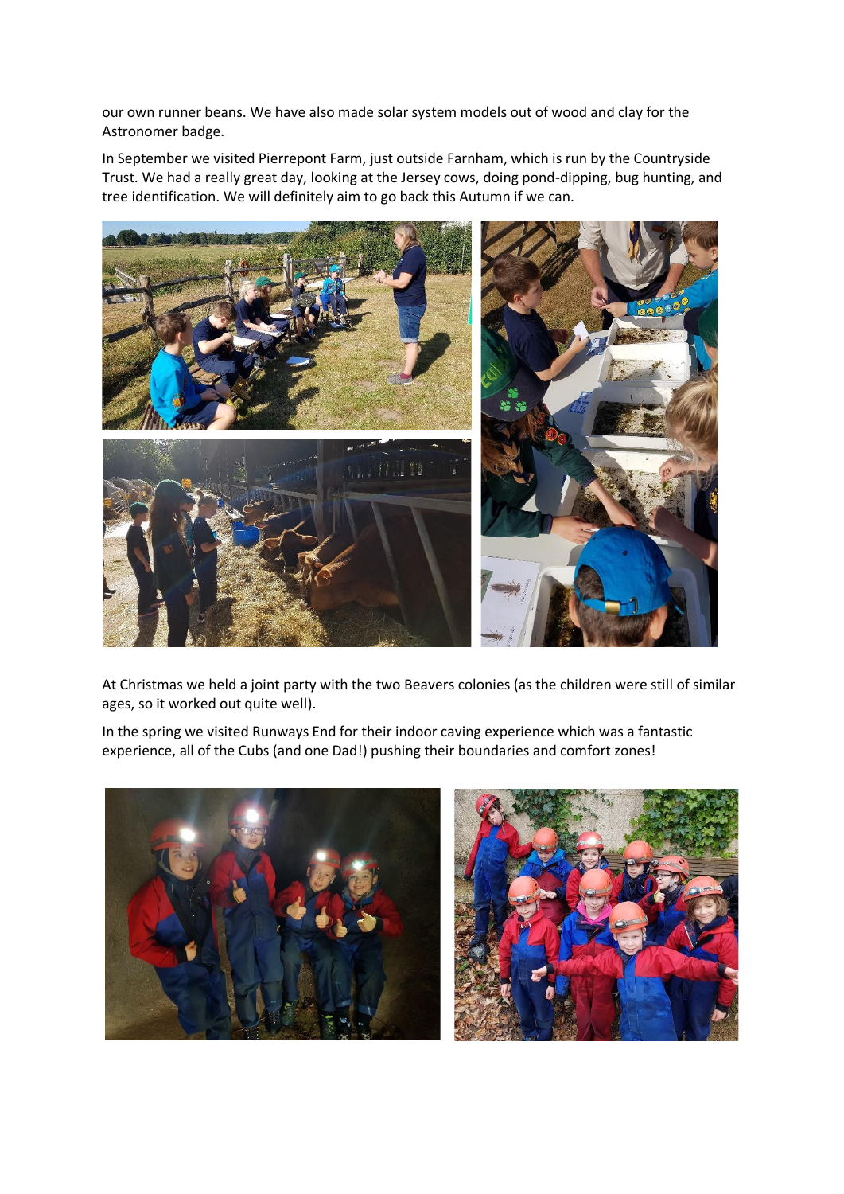our own runner beans. We have also made solar system models out of wood and clay for the Astronomer badge.

In September we visited Pierrepont Farm, just outside Farnham, which is run by the Countryside Trust. We had a really great day, looking at the Jersey cows, doing pond-dipping, bug hunting, and tree identification. We will definitely aim to go back this Autumn if we can.

At Christmas we held a joint party with the two Beavers colonies (as the children were still of similar ages, so it worked out quite well).

In the spring we visited Runways End for their indoor caving experience which was a fantastic experience, all of the Cubs (and one Dad!) pushing their boundaries and comfort zones!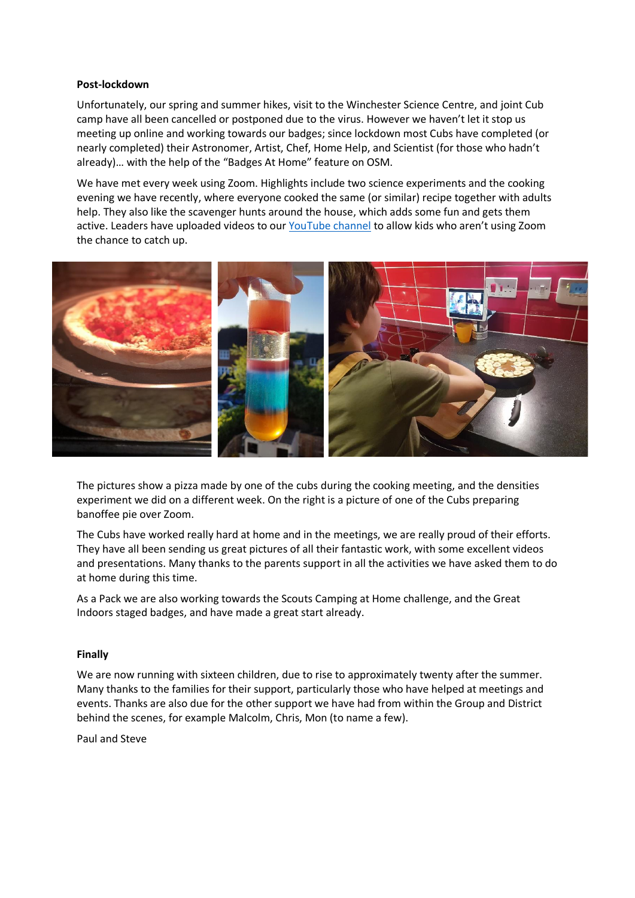**Post-lockdown**

Unfortunately, our spring and summer hikes, visit to the Winchester Science Centre, and joint Cub camp have all been cancelled or postponed due to the virus. However we haven't let it stop us meeting up online and working towards our badges; since lockdown most Cubs have completed (or nearly completed) their Astronomer, Artist, Chef, Home Help, and Scientist (for those who hadn't already)… with the help of the "Badges At Home" feature on OSM.

We have met every week using Zoom. Highlights include two science experiments and the cooking evening we have recently, where everyone cooked the same (or similar) recipe together with adults help. They also like the scavenger hunts around the house, which adds some fun and gets them active. Leaders have uploaded videos to our YouTube channel to allow kids who aren't using Zoom the chance to catch up.

The pictures show a pizza made by one of the cubs during the cooking meeting, and the densities experiment we did on a different week. On the right is a picture of one of the Cubs preparing banoffee pie over Zoom.

The Cubs have worked really hard at home and in the meetings, we are really proud of their efforts. They have all been sending us great pictures of all their fantastic work, with some excellent videos and presentations. Many thanks to the parents support in all the activities we have asked them to do at home during this time.

As a Pack we are also working towards the Scouts Camping at Home challenge, and the Great Indoors staged badges, and have made a great start already.

**Finally**

We are now running with sixteen children, due to rise to approximately twenty after the summer. Many thanks to the families for their support, particularly those who have helped at meetings and events. Thanks are also due for the other support we have had from within the Group and District behind the scenes, for example Malcolm, Chris, Mon (to name a few).

Paul and Steve